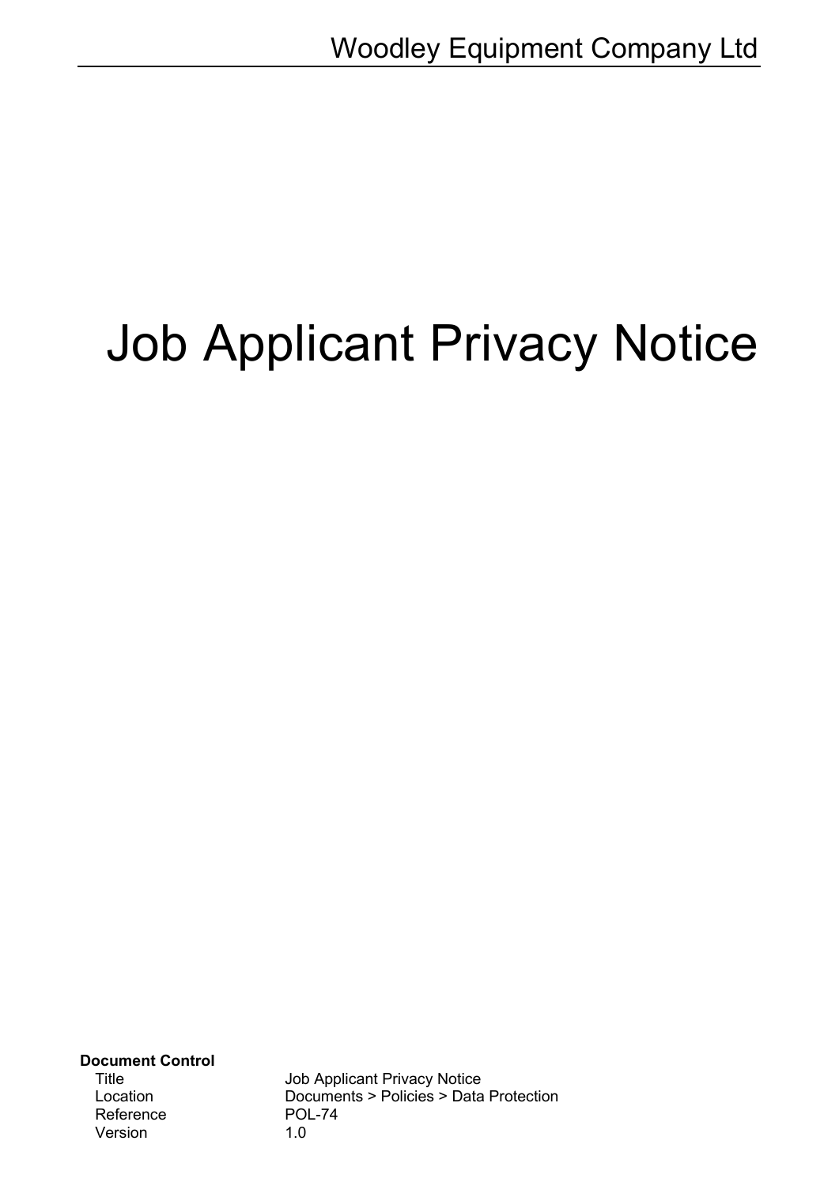Woodley Equipment Company Ltd

# Job Applicant Privacy Notice

**Document Control**

| | |
|---|---|
| Title | Job Applicant Privacy Notice |
| Location | Documents > Policies > Data Protection |
| Reference | POL-74 |
| Version | 1.0 |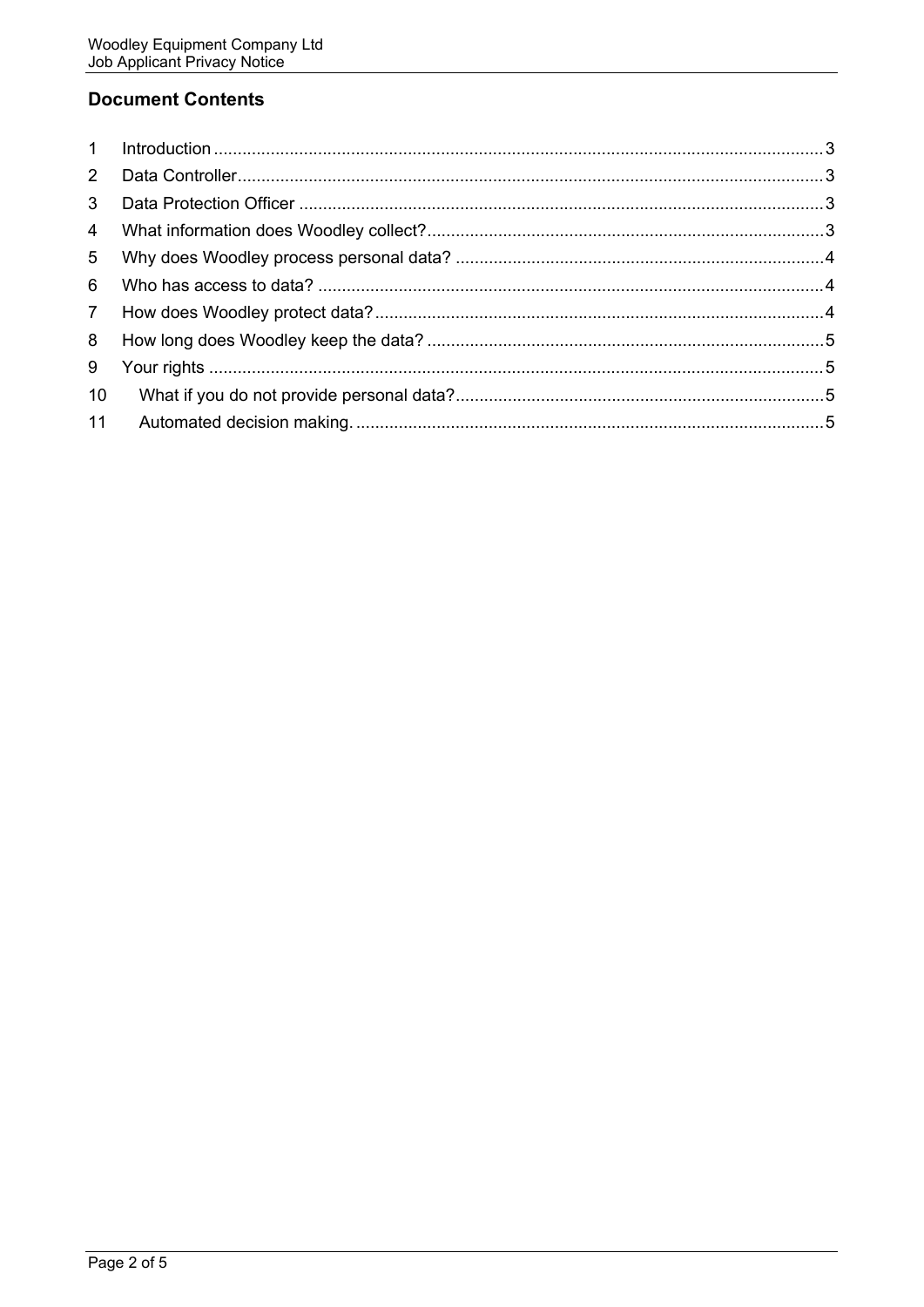## Document Contents

1 Introduction ........ 3
2 Data Controller ........ 3
3 Data Protection Officer ........ 3
4 What information does Woodley collect? ........ 3
5 Why does Woodley process personal data? ........ 4
6 Who has access to data? ........ 4
7 How does Woodley protect data? ........ 4
8 How long does Woodley keep the data? ........ 5
9 Your rights ........ 5
10 What if you do not provide personal data? ........ 5
11 Automated decision making. ........ 5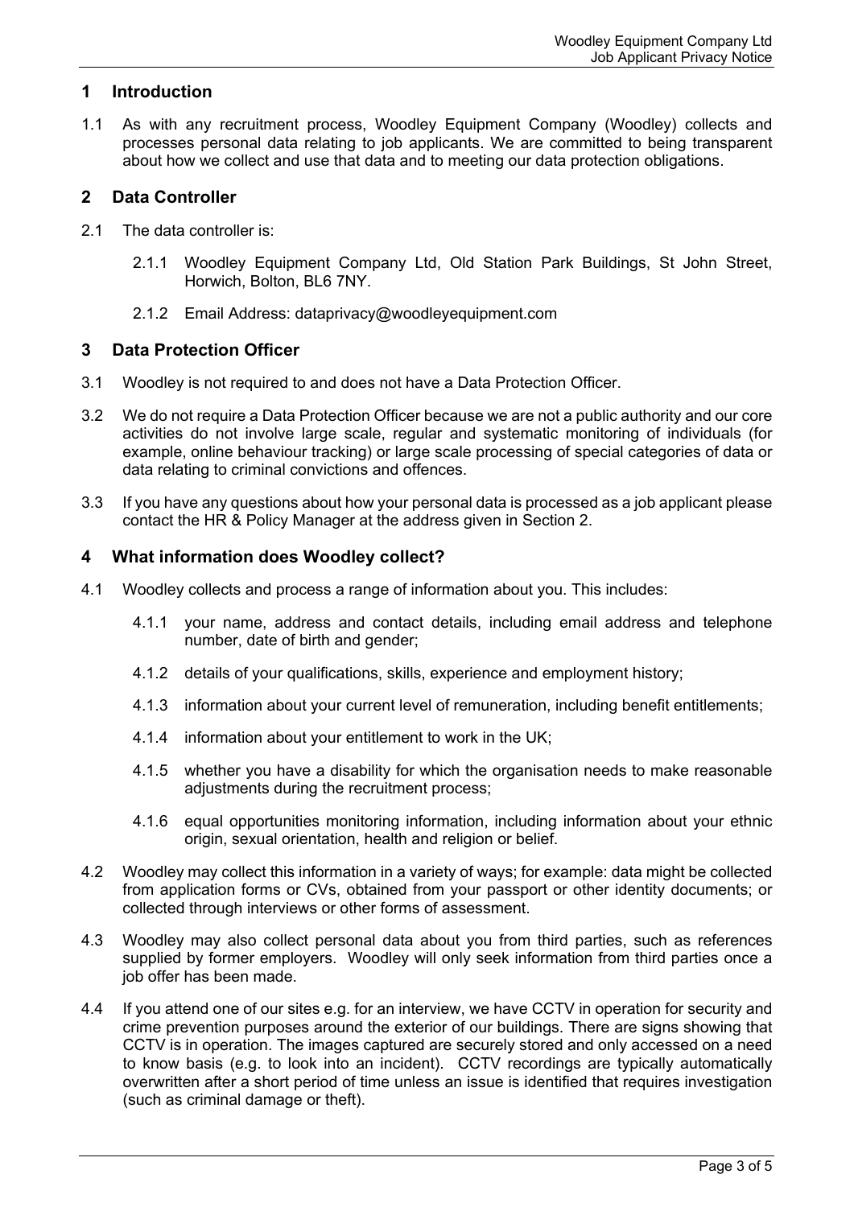## 1 Introduction

1.1 As with any recruitment process, Woodley Equipment Company (Woodley) collects and processes personal data relating to job applicants. We are committed to being transparent about how we collect and use that data and to meeting our data protection obligations.

## 2 Data Controller

2.1 The data controller is:

2.1.1 Woodley Equipment Company Ltd, Old Station Park Buildings, St John Street, Horwich, Bolton, BL6 7NY.

2.1.2 Email Address: dataprivacy@woodleyequipment.com

## 3 Data Protection Officer

3.1 Woodley is not required to and does not have a Data Protection Officer.

3.2 We do not require a Data Protection Officer because we are not a public authority and our core activities do not involve large scale, regular and systematic monitoring of individuals (for example, online behaviour tracking) or large scale processing of special categories of data or data relating to criminal convictions and offences.

3.3 If you have any questions about how your personal data is processed as a job applicant please contact the HR & Policy Manager at the address given in Section 2.

## 4 What information does Woodley collect?

4.1 Woodley collects and process a range of information about you. This includes:

4.1.1 your name, address and contact details, including email address and telephone number, date of birth and gender;

4.1.2 details of your qualifications, skills, experience and employment history;

4.1.3 information about your current level of remuneration, including benefit entitlements;

4.1.4 information about your entitlement to work in the UK;

4.1.5 whether you have a disability for which the organisation needs to make reasonable adjustments during the recruitment process;

4.1.6 equal opportunities monitoring information, including information about your ethnic origin, sexual orientation, health and religion or belief.

4.2 Woodley may collect this information in a variety of ways; for example: data might be collected from application forms or CVs, obtained from your passport or other identity documents; or collected through interviews or other forms of assessment.

4.3 Woodley may also collect personal data about you from third parties, such as references supplied by former employers. Woodley will only seek information from third parties once a job offer has been made.

4.4 If you attend one of our sites e.g. for an interview, we have CCTV in operation for security and crime prevention purposes around the exterior of our buildings. There are signs showing that CCTV is in operation. The images captured are securely stored and only accessed on a need to know basis (e.g. to look into an incident). CCTV recordings are typically automatically overwritten after a short period of time unless an issue is identified that requires investigation (such as criminal damage or theft).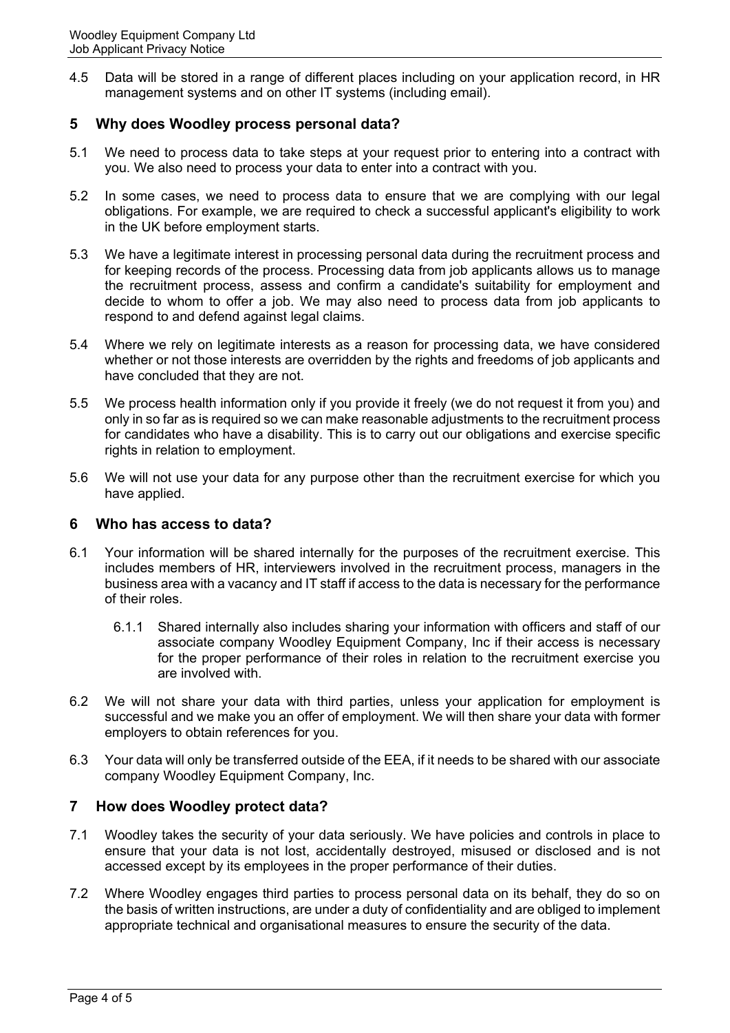4.5 Data will be stored in a range of different places including on your application record, in HR management systems and on other IT systems (including email).

## 5 Why does Woodley process personal data?

5.1 We need to process data to take steps at your request prior to entering into a contract with you. We also need to process your data to enter into a contract with you.

5.2 In some cases, we need to process data to ensure that we are complying with our legal obligations. For example, we are required to check a successful applicant's eligibility to work in the UK before employment starts.

5.3 We have a legitimate interest in processing personal data during the recruitment process and for keeping records of the process. Processing data from job applicants allows us to manage the recruitment process, assess and confirm a candidate's suitability for employment and decide to whom to offer a job. We may also need to process data from job applicants to respond to and defend against legal claims.

5.4 Where we rely on legitimate interests as a reason for processing data, we have considered whether or not those interests are overridden by the rights and freedoms of job applicants and have concluded that they are not.

5.5 We process health information only if you provide it freely (we do not request it from you) and only in so far as is required so we can make reasonable adjustments to the recruitment process for candidates who have a disability. This is to carry out our obligations and exercise specific rights in relation to employment.

5.6 We will not use your data for any purpose other than the recruitment exercise for which you have applied.

## 6 Who has access to data?

6.1 Your information will be shared internally for the purposes of the recruitment exercise. This includes members of HR, interviewers involved in the recruitment process, managers in the business area with a vacancy and IT staff if access to the data is necessary for the performance of their roles.

6.1.1 Shared internally also includes sharing your information with officers and staff of our associate company Woodley Equipment Company, Inc if their access is necessary for the proper performance of their roles in relation to the recruitment exercise you are involved with.

6.2 We will not share your data with third parties, unless your application for employment is successful and we make you an offer of employment. We will then share your data with former employers to obtain references for you.

6.3 Your data will only be transferred outside of the EEA, if it needs to be shared with our associate company Woodley Equipment Company, Inc.

## 7 How does Woodley protect data?

7.1 Woodley takes the security of your data seriously. We have policies and controls in place to ensure that your data is not lost, accidentally destroyed, misused or disclosed and is not accessed except by its employees in the proper performance of their duties.

7.2 Where Woodley engages third parties to process personal data on its behalf, they do so on the basis of written instructions, are under a duty of confidentiality and are obliged to implement appropriate technical and organisational measures to ensure the security of the data.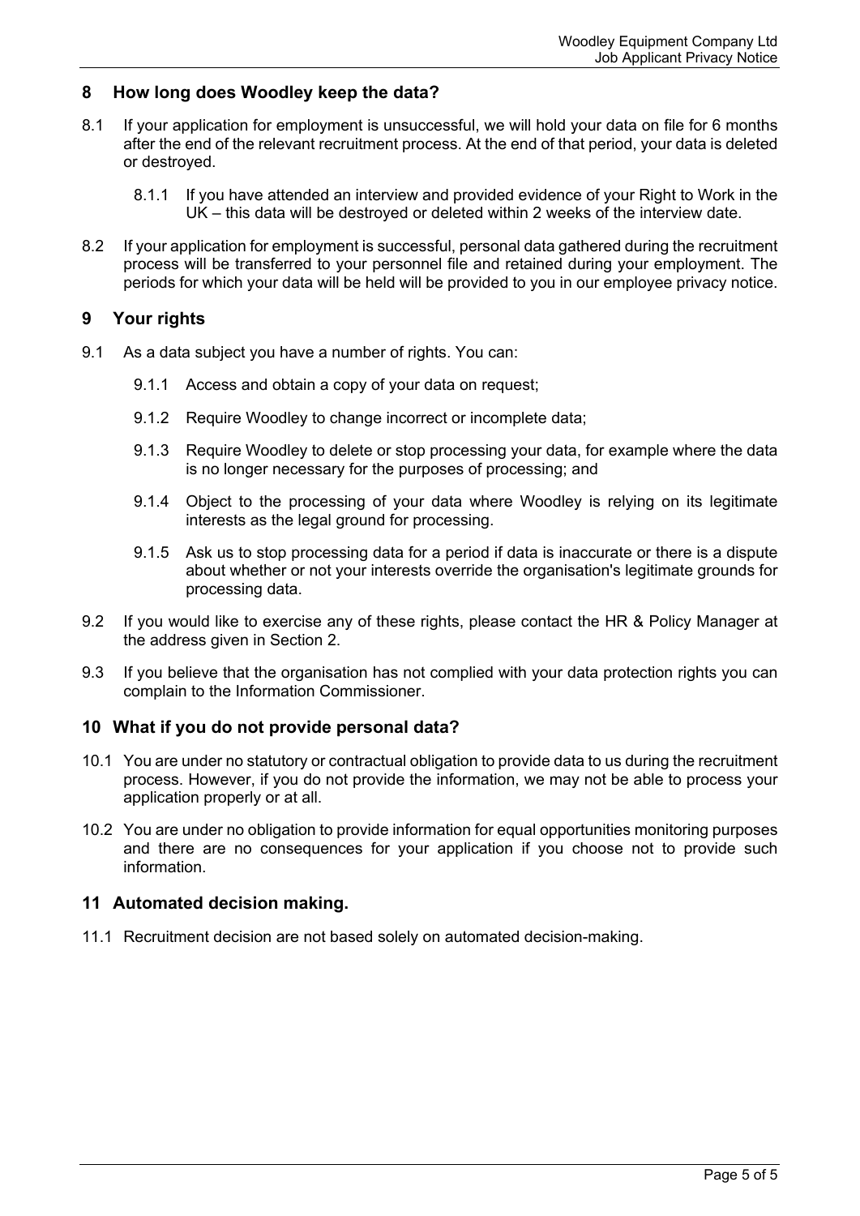## 8 How long does Woodley keep the data?

8.1 If your application for employment is unsuccessful, we will hold your data on file for 6 months after the end of the relevant recruitment process. At the end of that period, your data is deleted or destroyed.

8.1.1 If you have attended an interview and provided evidence of your Right to Work in the UK – this data will be destroyed or deleted within 2 weeks of the interview date.

8.2 If your application for employment is successful, personal data gathered during the recruitment process will be transferred to your personnel file and retained during your employment. The periods for which your data will be held will be provided to you in our employee privacy notice.

## 9 Your rights

9.1 As a data subject you have a number of rights. You can:

9.1.1 Access and obtain a copy of your data on request;

9.1.2 Require Woodley to change incorrect or incomplete data;

9.1.3 Require Woodley to delete or stop processing your data, for example where the data is no longer necessary for the purposes of processing; and

9.1.4 Object to the processing of your data where Woodley is relying on its legitimate interests as the legal ground for processing.

9.1.5 Ask us to stop processing data for a period if data is inaccurate or there is a dispute about whether or not your interests override the organisation's legitimate grounds for processing data.

9.2 If you would like to exercise any of these rights, please contact the HR & Policy Manager at the address given in Section 2.

9.3 If you believe that the organisation has not complied with your data protection rights you can complain to the Information Commissioner.

## 10 What if you do not provide personal data?

10.1 You are under no statutory or contractual obligation to provide data to us during the recruitment process. However, if you do not provide the information, we may not be able to process your application properly or at all.

10.2 You are under no obligation to provide information for equal opportunities monitoring purposes and there are no consequences for your application if you choose not to provide such information.

## 11 Automated decision making.

11.1 Recruitment decision are not based solely on automated decision-making.